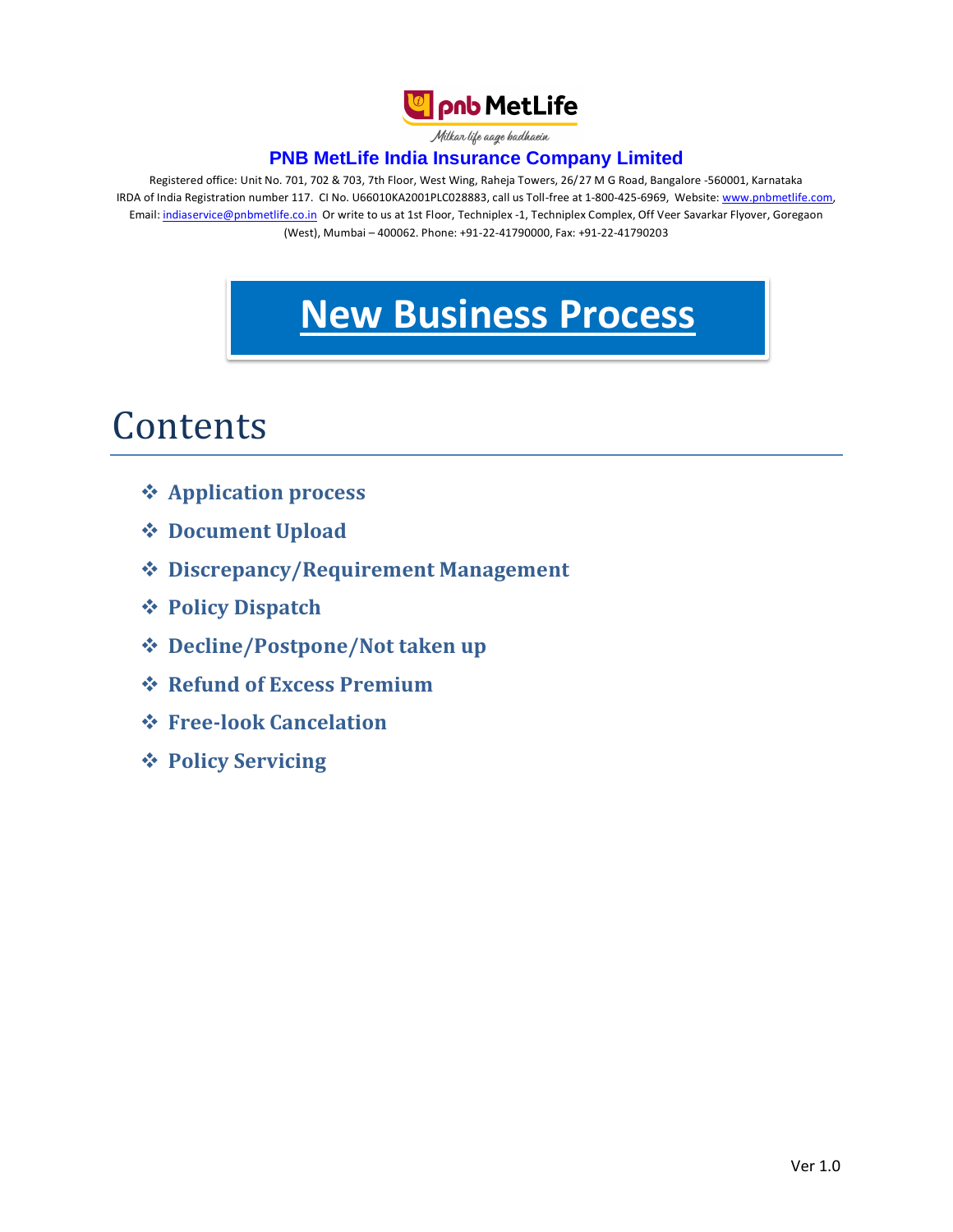**PNB MetLife India Insurance Company Limited**

Registered office: Unit No. 701, 702 & 703, 7th Floor, West Wing, Raheja Towers, 26/27 M G Road, Bangalore -560001, Karnataka
IRDA of India Registration number 117. CI No. U66010KA2001PLC028883, call us Toll-free at 1-800-425-6969, Website: www.pnbmetlife.com, Email: indiaservice@pnbmetlife.co.in Or write to us at 1st Floor, Techniplex -1, Techniplex Complex, Off Veer Savarkar Flyover, Goregaon (West), Mumbai – 400062. Phone: +91-22-41790000, Fax: +91-22-41790203

# New Business Process

## Contents

- Application process
- Document Upload
- Discrepancy/Requirement Management
- Policy Dispatch
- Decline/Postpone/Not taken up
- Refund of Excess Premium
- Free-look Cancelation
- Policy Servicing

Ver 1.0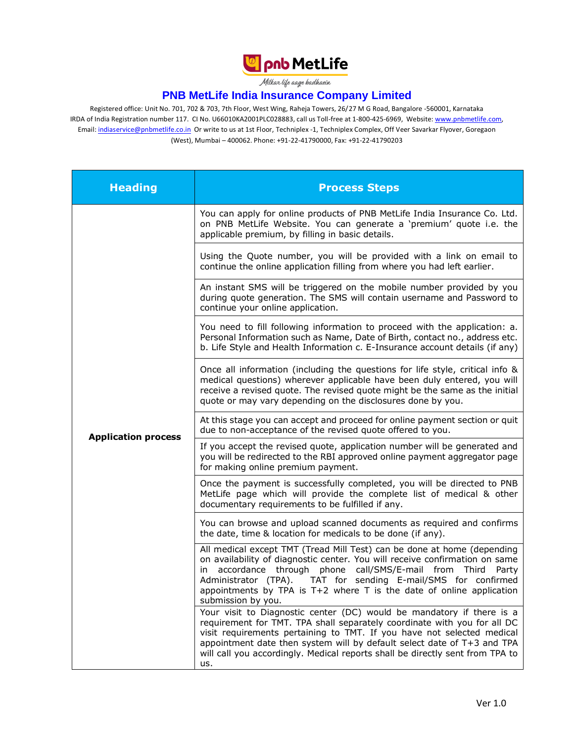# PNB MetLife India Insurance Company Limited

Registered office: Unit No. 701, 702 & 703, 7th Floor, West Wing, Raheja Towers, 26/27 M G Road, Bangalore -560001, Karnataka
IRDA of India Registration number 117. CI No. U66010KA2001PLC028883, call us Toll-free at 1-800-425-6969, Website: www.pnbmetlife.com, Email: indiaservice@pnbmetlife.co.in Or write to us at 1st Floor, Techniplex -1, Techniplex Complex, Off Veer Savarkar Flyover, Goregaon (West), Mumbai – 400062. Phone: +91-22-41790000, Fax: +91-22-41790203

| Heading | Process Steps |
| --- | --- |
| **Application process** | You can apply for online products of PNB MetLife India Insurance Co. Ltd. on PNB MetLife Website. You can generate a 'premium' quote i.e. the applicable premium, by filling in basic details. |
| | Using the Quote number, you will be provided with a link on email to continue the online application filling from where you had left earlier. |
| | An instant SMS will be triggered on the mobile number provided by you during quote generation. The SMS will contain username and Password to continue your online application. |
| | You need to fill following information to proceed with the application: a. Personal Information such as Name, Date of Birth, contact no., address etc. b. Life Style and Health Information c. E-Insurance account details (if any) |
| | Once all information (including the questions for life style, critical info & medical questions) wherever applicable have been duly entered, you will receive a revised quote. The revised quote might be the same as the initial quote or may vary depending on the disclosures done by you. |
| | At this stage you can accept and proceed for online payment section or quit due to non-acceptance of the revised quote offered to you. |
| | If you accept the revised quote, application number will be generated and you will be redirected to the RBI approved online payment aggregator page for making online premium payment. |
| | Once the payment is successfully completed, you will be directed to PNB MetLife page which will provide the complete list of medical & other documentary requirements to be fulfilled if any. |
| | You can browse and upload scanned documents as required and confirms the date, time & location for medicals to be done (if any). |
| | All medical except TMT (Tread Mill Test) can be done at home (depending on availability of diagnostic center. You will receive confirmation on same in accordance through phone call/SMS/E-mail from Third Party Administrator (TPA). TAT for sending E-mail/SMS for confirmed appointments by TPA is T+2 where T is the date of online application submission by you. |
| | Your visit to Diagnostic center (DC) would be mandatory if there is a requirement for TMT. TPA shall separately coordinate with you for all DC visit requirements pertaining to TMT. If you have not selected medical appointment date then system will by default select date of T+3 and TPA will call you accordingly. Medical reports shall be directly sent from TPA to us. |

Ver 1.0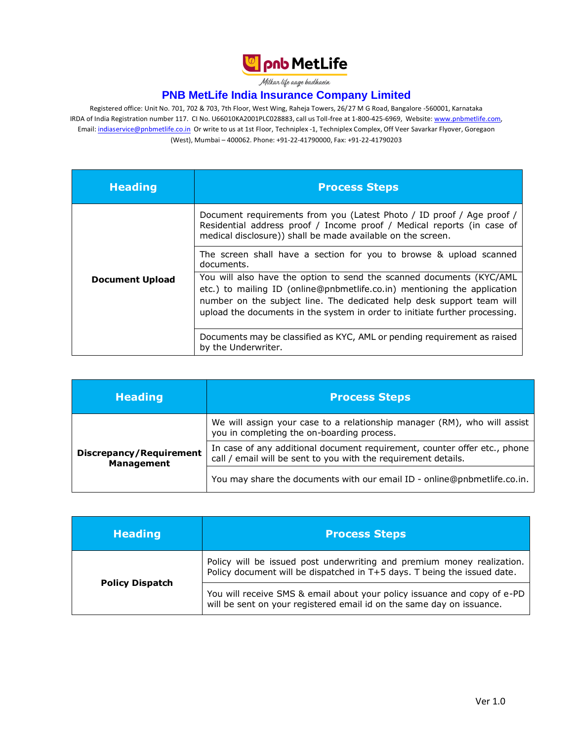**PNB MetLife India Insurance Company Limited**

Registered office: Unit No. 701, 702 & 703, 7th Floor, West Wing, Raheja Towers, 26/27 M G Road, Bangalore -560001, Karnataka
IRDA of India Registration number 117. CI No. U66010KA2001PLC028883, call us Toll-free at 1-800-425-6969, Website: www.pnbmetlife.com,
Email: indiaservice@pnbmetlife.co.in Or write to us at 1st Floor, Techniplex -1, Techniplex Complex, Off Veer Savarkar Flyover, Goregaon
(West), Mumbai – 400062. Phone: +91-22-41790000, Fax: +91-22-41790203

| Heading | Process Steps |
|---|---|
| **Document Upload** | Document requirements from you (Latest Photo / ID proof / Age proof / Residential address proof / Income proof / Medical reports (in case of medical disclosure)) shall be made available on the screen. |
| | The screen shall have a section for you to browse & upload scanned documents. |
| | You will also have the option to send the scanned documents (KYC/AML etc.) to mailing ID (online@pnbmetlife.co.in) mentioning the application number on the subject line. The dedicated help desk support team will upload the documents in the system in order to initiate further processing. |
| | Documents may be classified as KYC, AML or pending requirement as raised by the Underwriter. |

| Heading | Process Steps |
|---|---|
| **Discrepancy/Requirement Management** | We will assign your case to a relationship manager (RM), who will assist you in completing the on-boarding process. |
| | In case of any additional document requirement, counter offer etc., phone call / email will be sent to you with the requirement details. |
| | You may share the documents with our email ID - online@pnbmetlife.co.in. |

| Heading | Process Steps |
|---|---|
| **Policy Dispatch** | Policy will be issued post underwriting and premium money realization. Policy document will be dispatched in T+5 days. T being the issued date. |
| | You will receive SMS & email about your policy issuance and copy of e-PD will be sent on your registered email id on the same day on issuance. |

Ver 1.0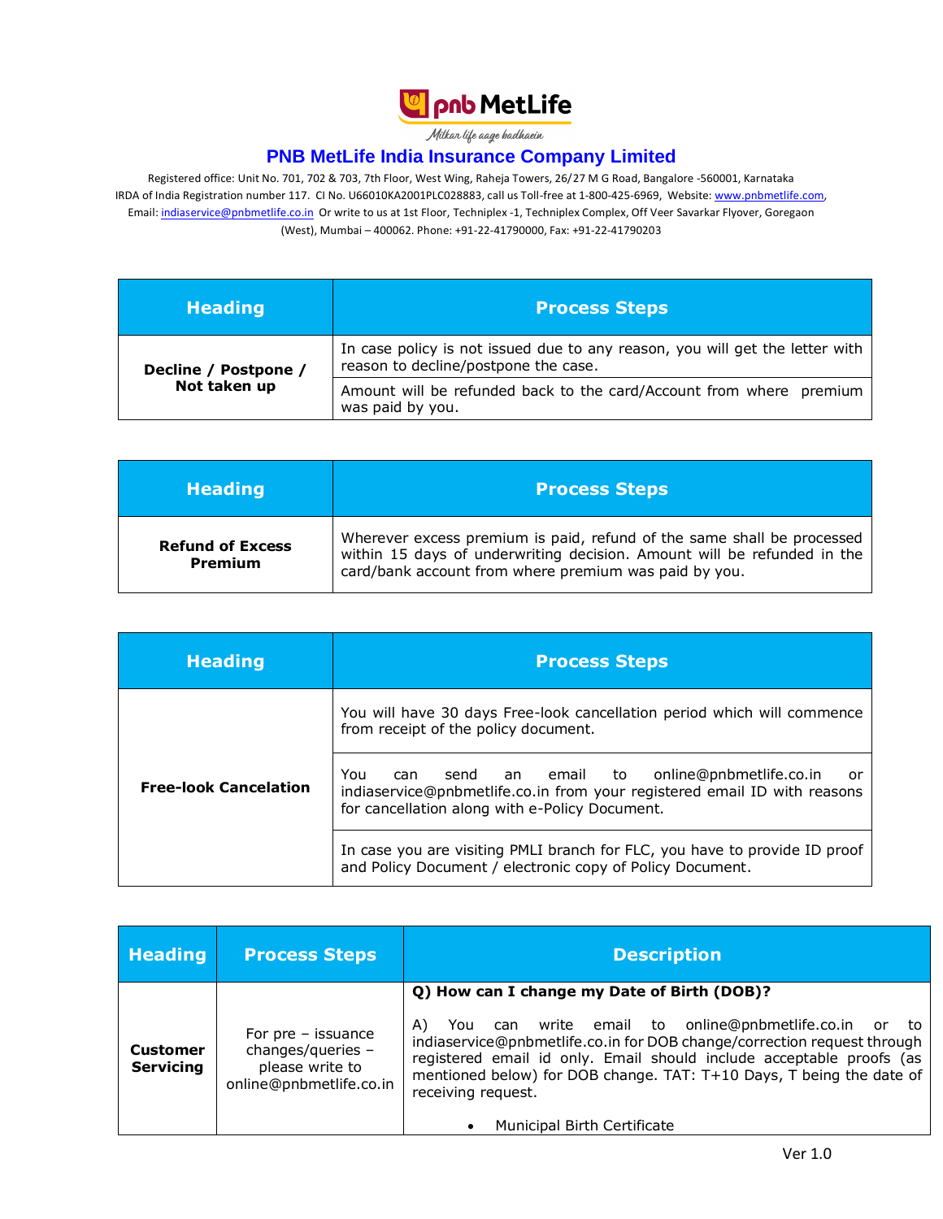**PNB MetLife India Insurance Company Limited**

Registered office: Unit No. 701, 702 & 703, 7th Floor, West Wing, Raheja Towers, 26/27 M G Road, Bangalore -560001, Karnataka
IRDA of India Registration number 117. CI No. U66010KA2001PLC028883, call us Toll-free at 1-800-425-6969, Website: www.pnbmetlife.com, Email: indiaservice@pnbmetlife.co.in Or write to us at 1st Floor, Techniplex -1, Techniplex Complex, Off Veer Savarkar Flyover, Goregaon (West), Mumbai – 400062. Phone: +91-22-41790000, Fax: +91-22-41790203

| Heading | Process Steps |
|---|---|
| **Decline / Postpone / Not taken up** | In case policy is not issued due to any reason, you will get the letter with reason to decline/postpone the case. |
| | Amount will be refunded back to the card/Account from where premium was paid by you. |

| Heading | Process Steps |
|---|---|
| **Refund of Excess Premium** | Wherever excess premium is paid, refund of the same shall be processed within 15 days of underwriting decision. Amount will be refunded in the card/bank account from where premium was paid by you. |

| Heading | Process Steps |
|---|---|
| **Free-look Cancelation** | You will have 30 days Free-look cancellation period which will commence from receipt of the policy document. |
| | You can send an email to online@pnbmetlife.co.in or indiaservice@pnbmetlife.co.in from your registered email ID with reasons for cancellation along with e-Policy Document. |
| | In case you are visiting PMLI branch for FLC, you have to provide ID proof and Policy Document / electronic copy of Policy Document. |

| Heading | Process Steps | Description |
|---|---|---|
| **Customer Servicing** | For pre – issuance changes/queries – please write to online@pnbmetlife.co.in | **Q) How can I change my Date of Birth (DOB)?**<br><br>A) You can write email to online@pnbmetlife.co.in or to indiaservice@pnbmetlife.co.in for DOB change/correction request through registered email id only. Email should include acceptable proofs (as mentioned below) for DOB change. TAT: T+10 Days, T being the date of receiving request.<br><br>• Municipal Birth Certificate |

Ver 1.0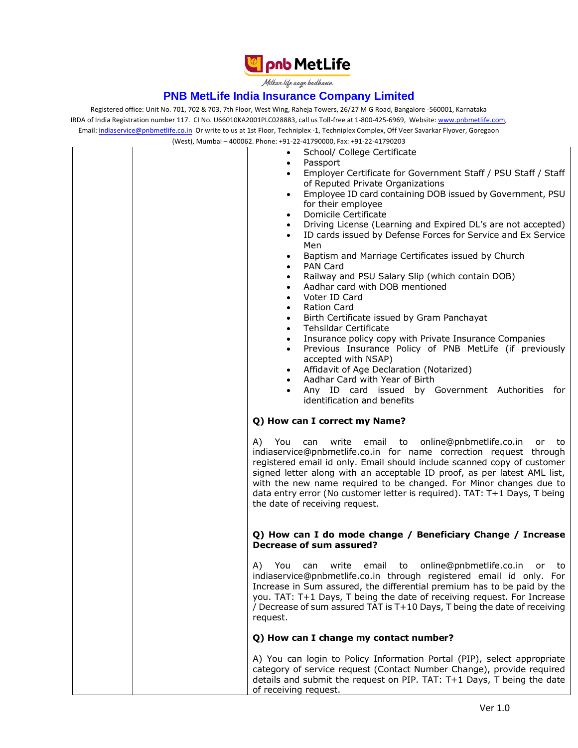- School/ College Certificate
- Passport
- Employer Certificate for Government Staff / PSU Staff / Staff of Reputed Private Organizations
- Employee ID card containing DOB issued by Government, PSU for their employee
- Domicile Certificate
- Driving License (Learning and Expired DL's are not accepted)
- ID cards issued by Defense Forces for Service and Ex Service Men
- Baptism and Marriage Certificates issued by Church
- PAN Card
- Railway and PSU Salary Slip (which contain DOB)
- Aadhar card with DOB mentioned
- Voter ID Card
- Ration Card
- Birth Certificate issued by Gram Panchayat
- Tehsildar Certificate
- Insurance policy copy with Private Insurance Companies
- Previous Insurance Policy of PNB MetLife (if previously accepted with NSAP)
- Affidavit of Age Declaration (Notarized)
- Aadhar Card with Year of Birth
- Any ID card issued by Government Authorities for identification and benefits

**Q) How can I correct my Name?**

A) You can write email to online@pnbmetlife.co.in or to indiaservice@pnbmetlife.co.in for name correction request through registered email id only. Email should include scanned copy of customer signed letter along with an acceptable ID proof, as per latest AML list, with the new name required to be changed. For Minor changes due to data entry error (No customer letter is required). TAT: T+1 Days, T being the date of receiving request.

**Q) How can I do mode change / Beneficiary Change / Increase Decrease of sum assured?**

A) You can write email to online@pnbmetlife.co.in or to indiaservice@pnbmetlife.co.in through registered email id only. For Increase in Sum assured, the differential premium has to be paid by the you. TAT: T+1 Days, T being the date of receiving request. For Increase / Decrease of sum assured TAT is T+10 Days, T being the date of receiving request.

**Q) How can I change my contact number?**

A) You can login to Policy Information Portal (PIP), select appropriate category of service request (Contact Number Change), provide required details and submit the request on PIP. TAT: T+1 Days, T being the date of receiving request.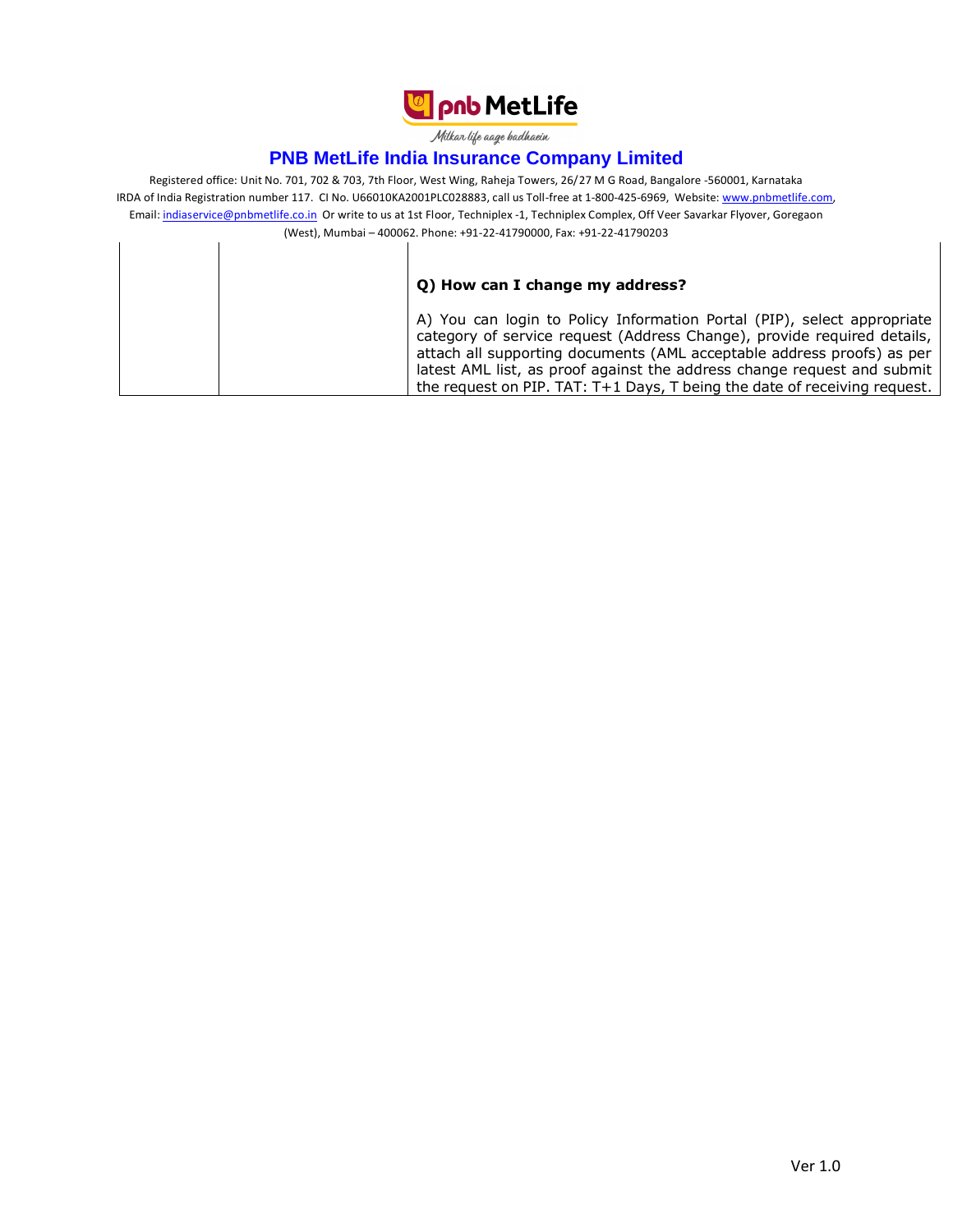| | | |
|---|---|---|
| | | **Q) How can I change my address?**<br><br>A) You can login to Policy Information Portal (PIP), select appropriate category of service request (Address Change), provide required details, attach all supporting documents (AML acceptable address proofs) as per latest AML list, as proof against the address change request and submit the request on PIP. TAT: T+1 Days, T being the date of receiving request. |